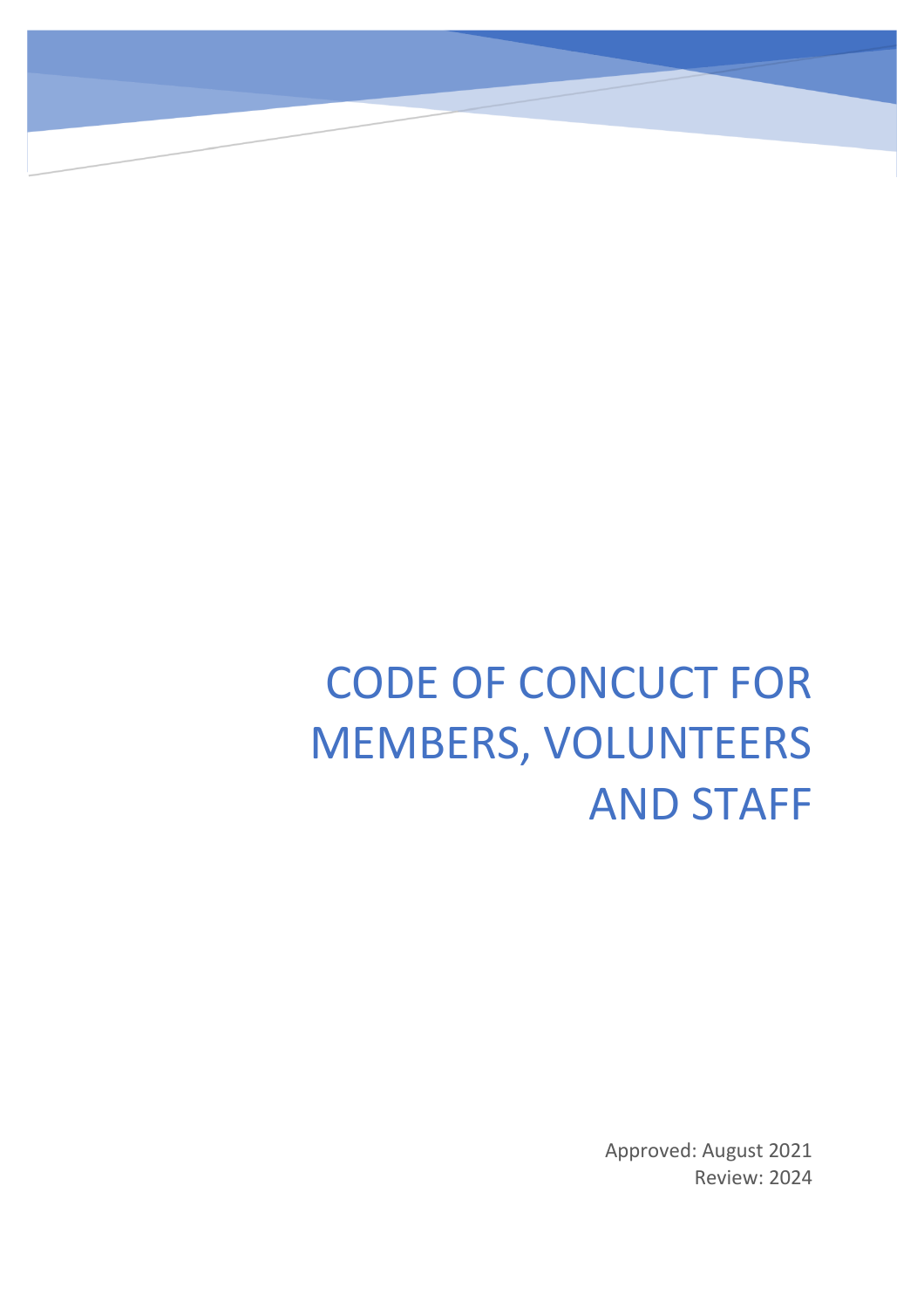# CODE OF CONCUCT FOR MEMBERS, VOLUNTEERS AND STAFF

Approved: August 2021
Review: 2024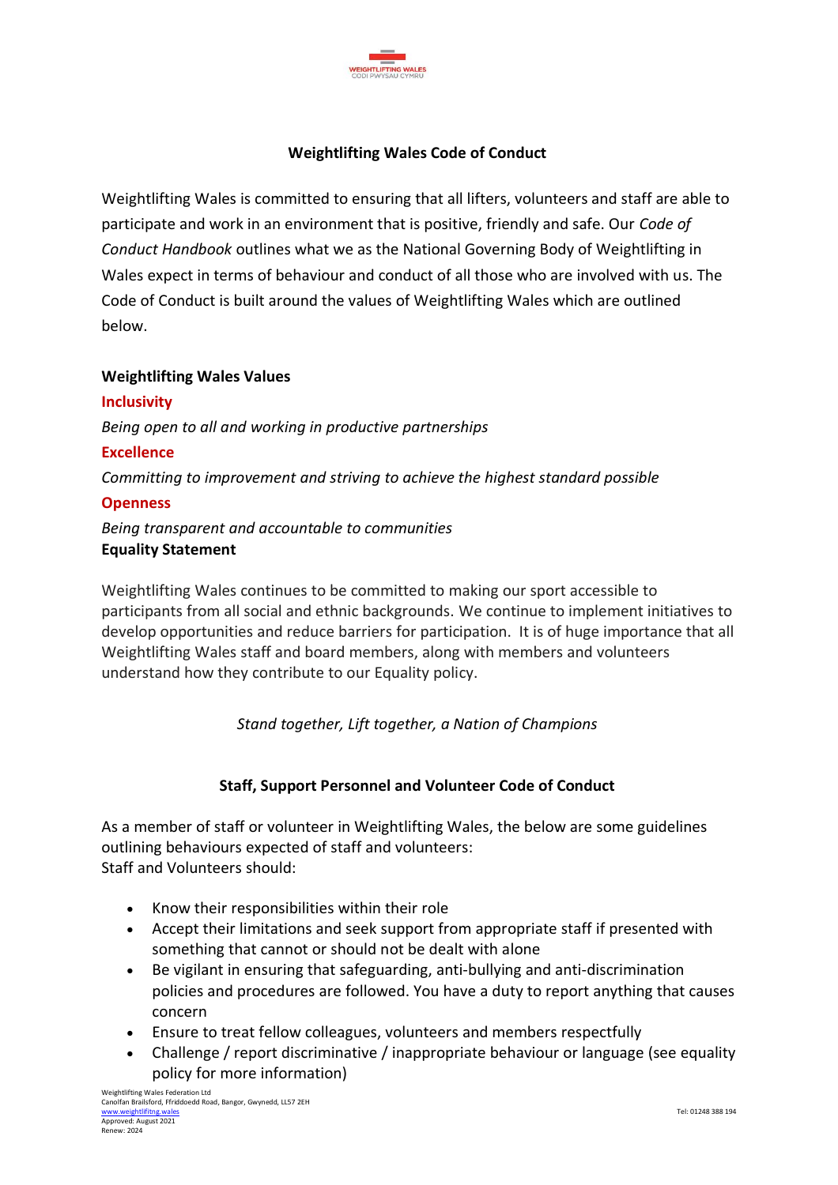## Weightlifting Wales Code of Conduct

Weightlifting Wales is committed to ensuring that all lifters, volunteers and staff are able to participate and work in an environment that is positive, friendly and safe. Our *Code of Conduct Handbook* outlines what we as the National Governing Body of Weightlifting in Wales expect in terms of behaviour and conduct of all those who are involved with us. The Code of Conduct is built around the values of Weightlifting Wales which are outlined below.

**Weightlifting Wales Values**

**Inclusivity**

*Being open to all and working in productive partnerships*

**Excellence**

*Committing to improvement and striving to achieve the highest standard possible*

**Openness**

*Being transparent and accountable to communities*

**Equality Statement**

Weightlifting Wales continues to be committed to making our sport accessible to participants from all social and ethnic backgrounds. We continue to implement initiatives to develop opportunities and reduce barriers for participation. It is of huge importance that all Weightlifting Wales staff and board members, along with members and volunteers understand how they contribute to our Equality policy.

*Stand together, Lift together, a Nation of Champions*

### Staff, Support Personnel and Volunteer Code of Conduct

As a member of staff or volunteer in Weightlifting Wales, the below are some guidelines outlining behaviours expected of staff and volunteers:
Staff and Volunteers should:

- Know their responsibilities within their role
- Accept their limitations and seek support from appropriate staff if presented with something that cannot or should not be dealt with alone
- Be vigilant in ensuring that safeguarding, anti-bullying and anti-discrimination policies and procedures are followed. You have a duty to report anything that causes concern
- Ensure to treat fellow colleagues, volunteers and members respectfully
- Challenge / report discriminative / inappropriate behaviour or language (see equality policy for more information)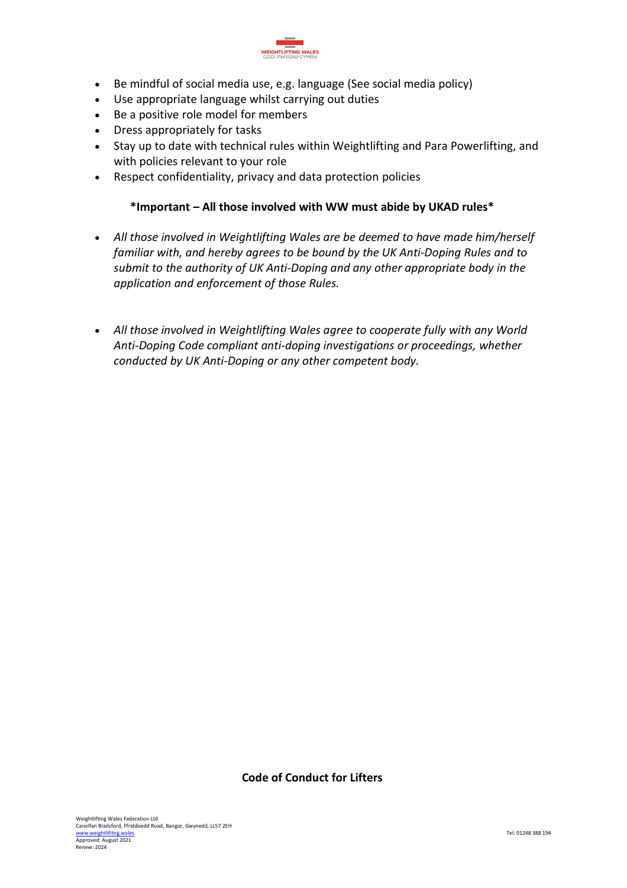- Be mindful of social media use, e.g. language (See social media policy)
- Use appropriate language whilst carrying out duties
- Be a positive role model for members
- Dress appropriately for tasks
- Stay up to date with technical rules within Weightlifting and Para Powerlifting, and with policies relevant to your role
- Respect confidentiality, privacy and data protection policies

**\*Important – All those involved with WW must abide by UKAD rules\***

- *All those involved in Weightlifting Wales are be deemed to have made him/herself familiar with, and hereby agrees to be bound by the UK Anti-Doping Rules and to submit to the authority of UK Anti-Doping and any other appropriate body in the application and enforcement of those Rules.*

- *All those involved in Weightlifting Wales agree to cooperate fully with any World Anti-Doping Code compliant anti-doping investigations or proceedings, whether conducted by UK Anti-Doping or any other competent body.*

## Code of Conduct for Lifters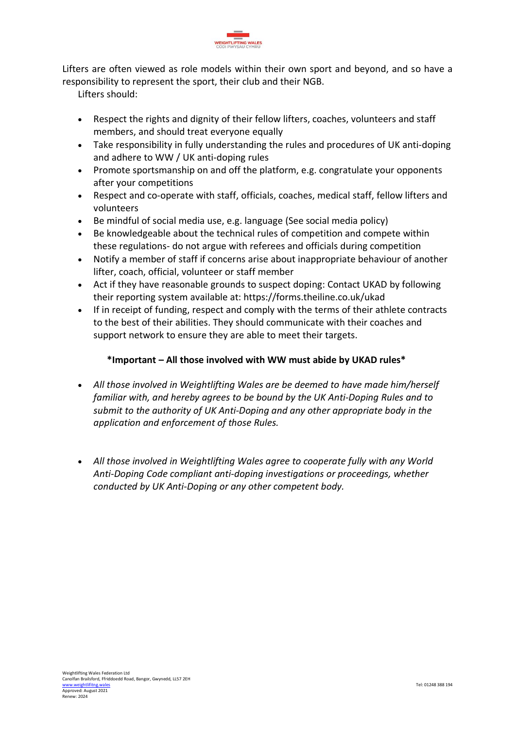Lifters are often viewed as role models within their own sport and beyond, and so have a responsibility to represent the sport, their club and their NGB.

Lifters should:

- Respect the rights and dignity of their fellow lifters, coaches, volunteers and staff members, and should treat everyone equally
- Take responsibility in fully understanding the rules and procedures of UK anti-doping and adhere to WW / UK anti-doping rules
- Promote sportsmanship on and off the platform, e.g. congratulate your opponents after your competitions
- Respect and co-operate with staff, officials, coaches, medical staff, fellow lifters and volunteers
- Be mindful of social media use, e.g. language (See social media policy)
- Be knowledgeable about the technical rules of competition and compete within these regulations- do not argue with referees and officials during competition
- Notify a member of staff if concerns arise about inappropriate behaviour of another lifter, coach, official, volunteer or staff member
- Act if they have reasonable grounds to suspect doping: Contact UKAD by following their reporting system available at: https://forms.theiline.co.uk/ukad
- If in receipt of funding, respect and comply with the terms of their athlete contracts to the best of their abilities. They should communicate with their coaches and support network to ensure they are able to meet their targets.

**\*Important – All those involved with WW must abide by UKAD rules\***

- *All those involved in Weightlifting Wales are be deemed to have made him/herself familiar with, and hereby agrees to be bound by the UK Anti-Doping Rules and to submit to the authority of UK Anti-Doping and any other appropriate body in the application and enforcement of those Rules.*
- *All those involved in Weightlifting Wales agree to cooperate fully with any World Anti-Doping Code compliant anti-doping investigations or proceedings, whether conducted by UK Anti-Doping or any other competent body.*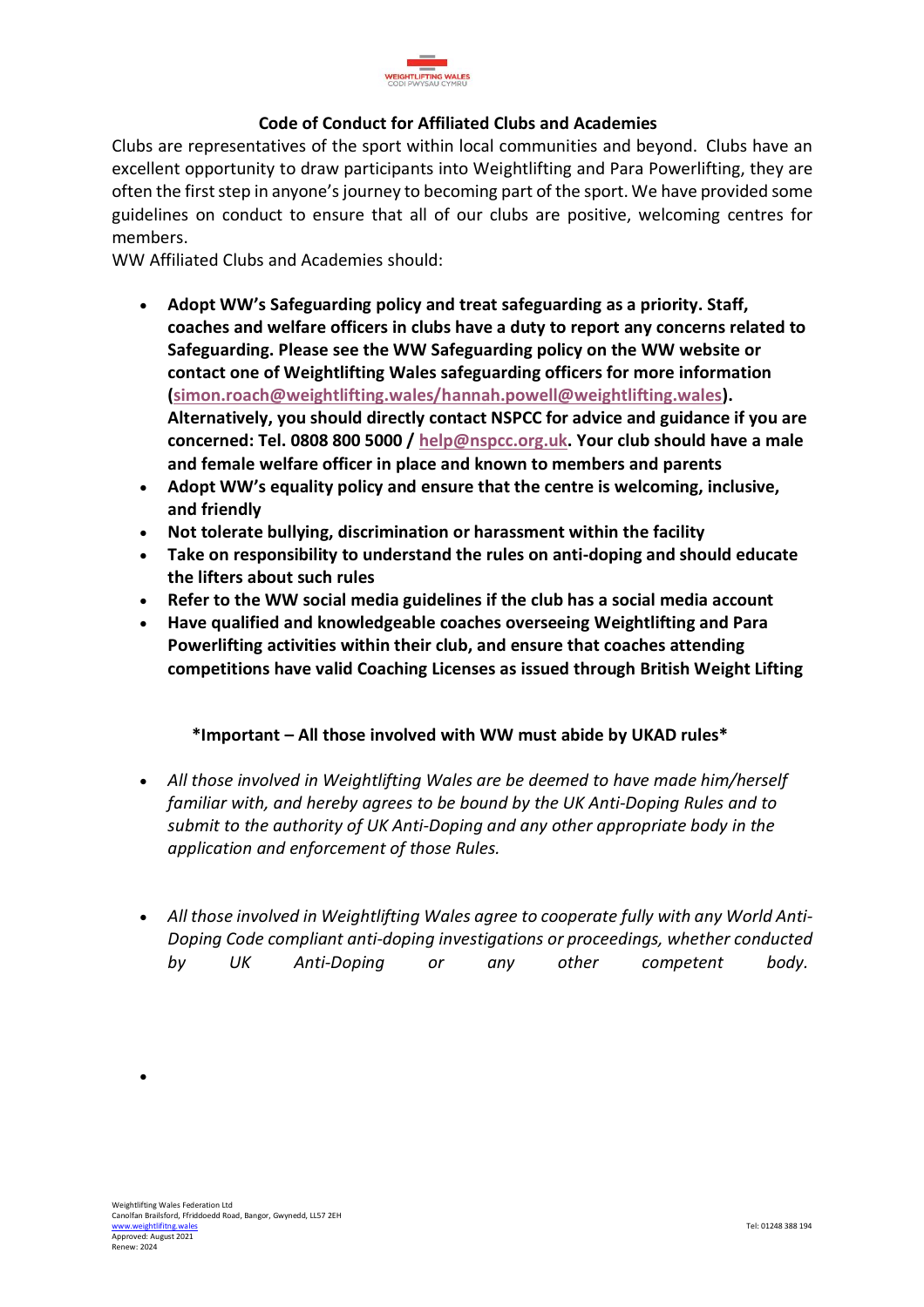## Code of Conduct for Affiliated Clubs and Academies

Clubs are representatives of the sport within local communities and beyond. Clubs have an excellent opportunity to draw participants into Weightlifting and Para Powerlifting, they are often the first step in anyone's journey to becoming part of the sport. We have provided some guidelines on conduct to ensure that all of our clubs are positive, welcoming centres for members.

WW Affiliated Clubs and Academies should:

- **Adopt WW's Safeguarding policy and treat safeguarding as a priority. Staff, coaches and welfare officers in clubs have a duty to report any concerns related to Safeguarding. Please see the WW Safeguarding policy on the WW website or contact one of Weightlifting Wales safeguarding officers for more information (simon.roach@weightlifting.wales/hannah.powell@weightlifting.wales). Alternatively, you should directly contact NSPCC for advice and guidance if you are concerned: Tel. 0808 800 5000 / help@nspcc.org.uk. Your club should have a male and female welfare officer in place and known to members and parents**
- **Adopt WW's equality policy and ensure that the centre is welcoming, inclusive, and friendly**
- **Not tolerate bullying, discrimination or harassment within the facility**
- **Take on responsibility to understand the rules on anti-doping and should educate the lifters about such rules**
- **Refer to the WW social media guidelines if the club has a social media account**
- **Have qualified and knowledgeable coaches overseeing Weightlifting and Para Powerlifting activities within their club, and ensure that coaches attending competitions have valid Coaching Licenses as issued through British Weight Lifting**

**\*Important – All those involved with WW must abide by UKAD rules\***

- *All those involved in Weightlifting Wales are be deemed to have made him/herself familiar with, and hereby agrees to be bound by the UK Anti-Doping Rules and to submit to the authority of UK Anti-Doping and any other appropriate body in the application and enforcement of those Rules.*

- *All those involved in Weightlifting Wales agree to cooperate fully with any World Anti-Doping Code compliant anti-doping investigations or proceedings, whether conducted by UK Anti-Doping or any other competent body.*

Weightlifting Wales Federation Ltd
Canolfan Brailsford, Ffriddoedd Road, Bangor, Gwynedd, LL57 2EH
www.weightlifitng.wales
Approved: August 2021
Renew: 2024

Tel: 01248 388 194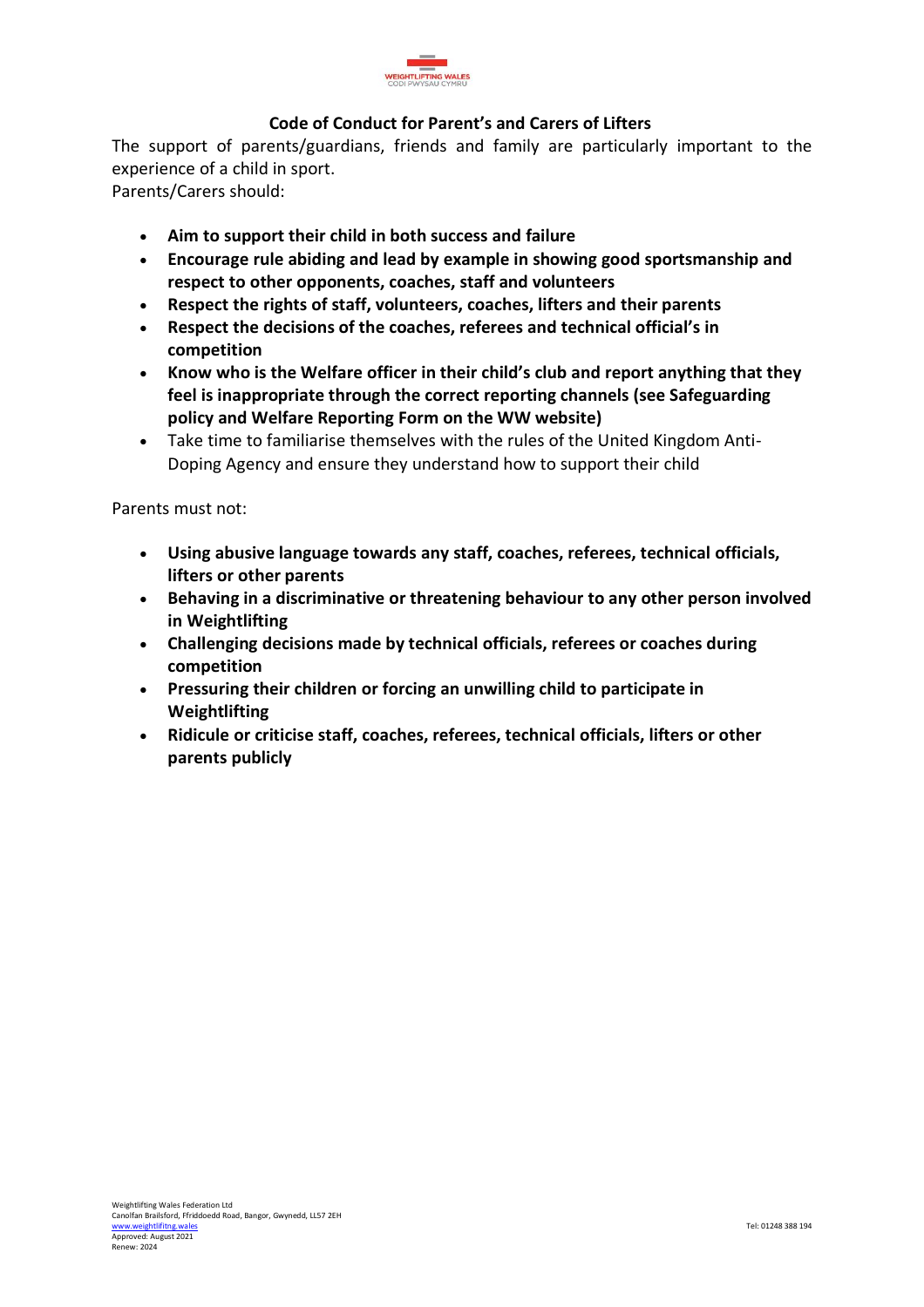## Code of Conduct for Parent's and Carers of Lifters

The support of parents/guardians, friends and family are particularly important to the experience of a child in sport.

Parents/Carers should:

- **Aim to support their child in both success and failure**
- **Encourage rule abiding and lead by example in showing good sportsmanship and respect to other opponents, coaches, staff and volunteers**
- **Respect the rights of staff, volunteers, coaches, lifters and their parents**
- **Respect the decisions of the coaches, referees and technical official's in competition**
- **Know who is the Welfare officer in their child's club and report anything that they feel is inappropriate through the correct reporting channels (see Safeguarding policy and Welfare Reporting Form on the WW website)**
- Take time to familiarise themselves with the rules of the United Kingdom Anti-Doping Agency and ensure they understand how to support their child

Parents must not:

- **Using abusive language towards any staff, coaches, referees, technical officials, lifters or other parents**
- **Behaving in a discriminative or threatening behaviour to any other person involved in Weightlifting**
- **Challenging decisions made by technical officials, referees or coaches during competition**
- **Pressuring their children or forcing an unwilling child to participate in Weightlifting**
- **Ridicule or criticise staff, coaches, referees, technical officials, lifters or other parents publicly**

Weightlifting Wales Federation Ltd
Canolfan Brailsford, Ffriddoedd Road, Bangor, Gwynedd, LL57 2EH
www.weightlifitng.wales
Approved: August 2021
Renew: 2024

Tel: 01248 388 194